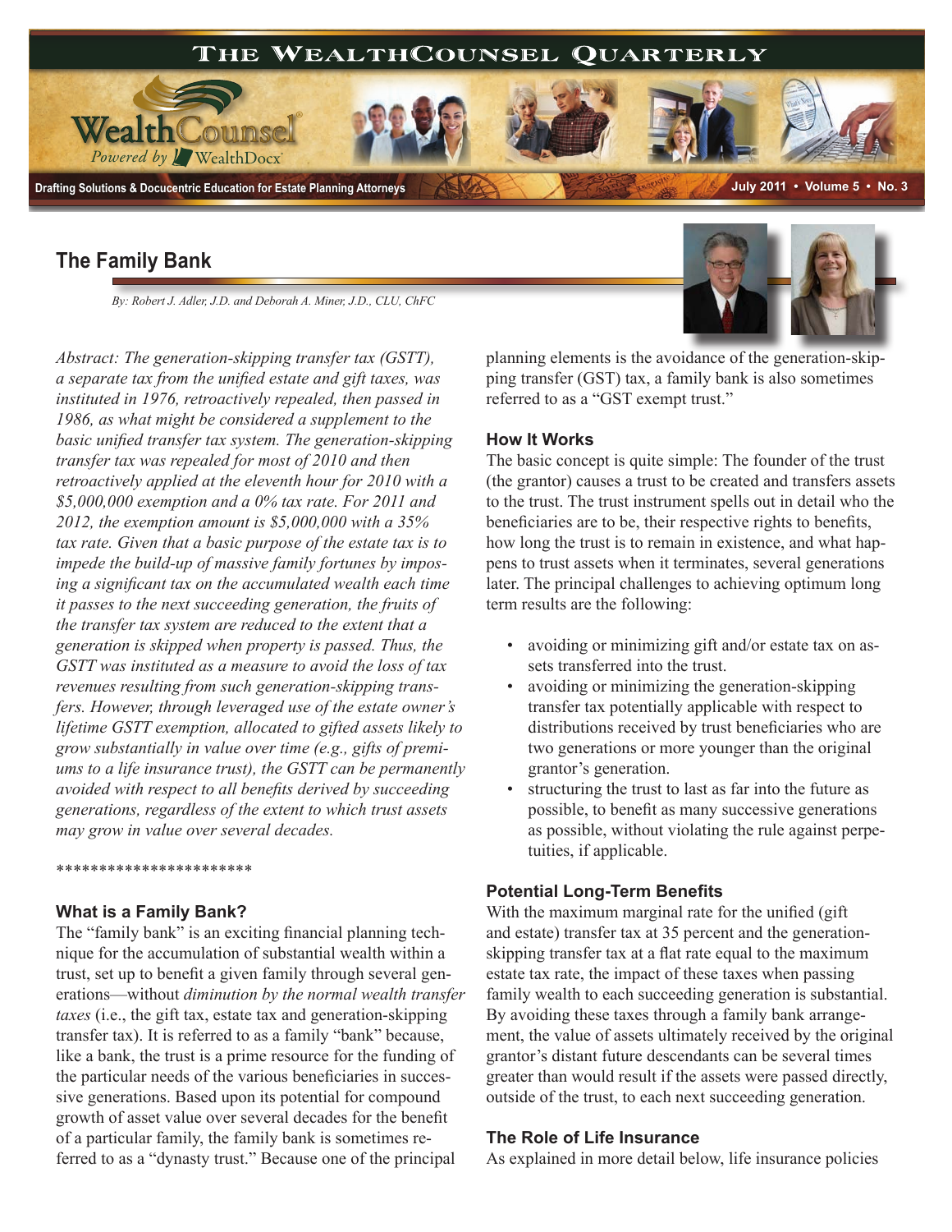# The Family Bank

*By: Robert J. Adler, J.D. and Deborah A. Miner, J.D., CLU, ChFC*

*Abstract: The generation-skipping transfer tax (GSTT), a separate tax from the unified estate and gift taxes, was instituted in 1976, retroactively repealed, then passed in 1986, as what might be considered a supplement to the basic unified transfer tax system. The generation-skipping transfer tax was repealed for most of 2010 and then retroactively applied at the eleventh hour for 2010 with a $5,000,000 exemption and a 0% tax rate. For 2011 and 2012, the exemption amount is $5,000,000 with a 35% tax rate. Given that a basic purpose of the estate tax is to impede the build-up of massive family fortunes by imposing a significant tax on the accumulated wealth each time it passes to the next succeeding generation, the fruits of the transfer tax system are reduced to the extent that a generation is skipped when property is passed. Thus, the GSTT was instituted as a measure to avoid the loss of tax revenues resulting from such generation-skipping transfers. However, through leveraged use of the estate owner's lifetime GSTT exemption, allocated to gifted assets likely to grow substantially in value over time (e.g., gifts of premiums to a life insurance trust), the GSTT can be permanently avoided with respect to all benefits derived by succeeding generations, regardless of the extent to which trust assets may grow in value over several decades.*

***********************

## What is a Family Bank?

The "family bank" is an exciting financial planning technique for the accumulation of substantial wealth within a trust, set up to benefit a given family through several generations—without *diminution by the normal wealth transfer taxes* (i.e., the gift tax, estate tax and generation-skipping transfer tax). It is referred to as a family "bank" because, like a bank, the trust is a prime resource for the funding of the particular needs of the various beneficiaries in successive generations. Based upon its potential for compound growth of asset value over several decades for the benefit of a particular family, the family bank is sometimes referred to as a "dynasty trust." Because one of the principal planning elements is the avoidance of the generation-skipping transfer (GST) tax, a family bank is also sometimes referred to as a "GST exempt trust."

## How It Works

The basic concept is quite simple: The founder of the trust (the grantor) causes a trust to be created and transfers assets to the trust. The trust instrument spells out in detail who the beneficiaries are to be, their respective rights to benefits, how long the trust is to remain in existence, and what happens to trust assets when it terminates, several generations later. The principal challenges to achieving optimum long term results are the following:

- avoiding or minimizing gift and/or estate tax on assets transferred into the trust.
- avoiding or minimizing the generation-skipping transfer tax potentially applicable with respect to distributions received by trust beneficiaries who are two generations or more younger than the original grantor's generation.
- structuring the trust to last as far into the future as possible, to benefit as many successive generations as possible, without violating the rule against perpetuities, if applicable.

## Potential Long-Term Benefits

With the maximum marginal rate for the unified (gift and estate) transfer tax at 35 percent and the generation-skipping transfer tax at a flat rate equal to the maximum estate tax rate, the impact of these taxes when passing family wealth to each succeeding generation is substantial. By avoiding these taxes through a family bank arrangement, the value of assets ultimately received by the original grantor's distant future descendants can be several times greater than would result if the assets were passed directly, outside of the trust, to each next succeeding generation.

## The Role of Life Insurance

As explained in more detail below, life insurance policies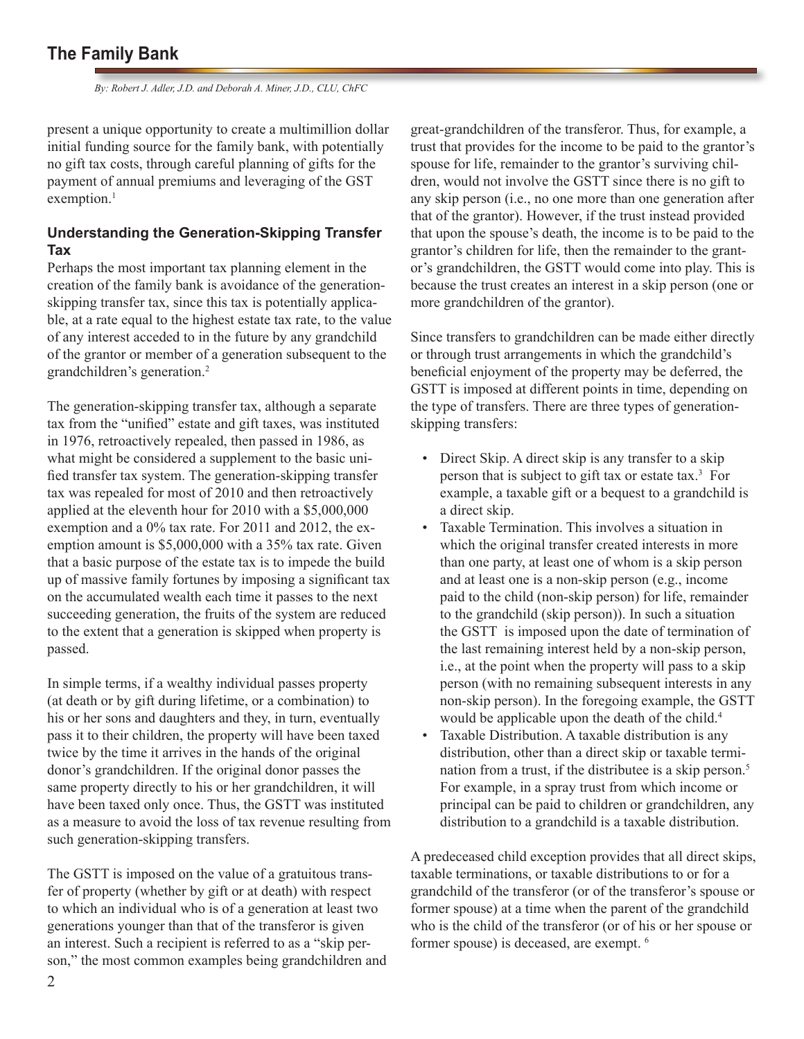present a unique opportunity to create a multimillion dollar initial funding source for the family bank, with potentially no gift tax costs, through careful planning of gifts for the payment of annual premiums and leveraging of the GST exemption.[1]

### Understanding the Generation-Skipping Transfer Tax

Perhaps the most important tax planning element in the creation of the family bank is avoidance of the generation-skipping transfer tax, since this tax is potentially applicable, at a rate equal to the highest estate tax rate, to the value of any interest acceded to in the future by any grandchild of the grantor or member of a generation subsequent to the grandchildren's generation.[2]

The generation-skipping transfer tax, although a separate tax from the "unified" estate and gift taxes, was instituted in 1976, retroactively repealed, then passed in 1986, as what might be considered a supplement to the basic unified transfer tax system. The generation-skipping transfer tax was repealed for most of 2010 and then retroactively applied at the eleventh hour for 2010 with a $5,000,000 exemption and a 0% tax rate. For 2011 and 2012, the exemption amount is $5,000,000 with a 35% tax rate. Given that a basic purpose of the estate tax is to impede the build up of massive family fortunes by imposing a significant tax on the accumulated wealth each time it passes to the next succeeding generation, the fruits of the system are reduced to the extent that a generation is skipped when property is passed.

In simple terms, if a wealthy individual passes property (at death or by gift during lifetime, or a combination) to his or her sons and daughters and they, in turn, eventually pass it to their children, the property will have been taxed twice by the time it arrives in the hands of the original donor's grandchildren. If the original donor passes the same property directly to his or her grandchildren, it will have been taxed only once. Thus, the GSTT was instituted as a measure to avoid the loss of tax revenue resulting from such generation-skipping transfers.

The GSTT is imposed on the value of a gratuitous transfer of property (whether by gift or at death) with respect to which an individual who is of a generation at least two generations younger than that of the transferor is given an interest. Such a recipient is referred to as a "skip person," the most common examples being grandchildren and great-grandchildren of the transferor. Thus, for example, a trust that provides for the income to be paid to the grantor's spouse for life, remainder to the grantor's surviving children, would not involve the GSTT since there is no gift to any skip person (i.e., no one more than one generation after that of the grantor). However, if the trust instead provided that upon the spouse's death, the income is to be paid to the grantor's children for life, then the remainder to the grantor's grandchildren, the GSTT would come into play. This is because the trust creates an interest in a skip person (one or more grandchildren of the grantor).

Since transfers to grandchildren can be made either directly or through trust arrangements in which the grandchild's beneficial enjoyment of the property may be deferred, the GSTT is imposed at different points in time, depending on the type of transfers. There are three types of generation-skipping transfers:

- Direct Skip. A direct skip is any transfer to a skip person that is subject to gift tax or estate tax.[3] For example, a taxable gift or a bequest to a grandchild is a direct skip.
- Taxable Termination. This involves a situation in which the original transfer created interests in more than one party, at least one of whom is a skip person and at least one is a non-skip person (e.g., income paid to the child (non-skip person) for life, remainder to the grandchild (skip person)). In such a situation the GSTT is imposed upon the date of termination of the last remaining interest held by a non-skip person, i.e., at the point when the property will pass to a skip person (with no remaining subsequent interests in any non-skip person). In the foregoing example, the GSTT would be applicable upon the death of the child.[4]
- Taxable Distribution. A taxable distribution is any distribution, other than a direct skip or taxable termination from a trust, if the distributee is a skip person.[5] For example, in a spray trust from which income or principal can be paid to children or grandchildren, any distribution to a grandchild is a taxable distribution.

A predeceased child exception provides that all direct skips, taxable terminations, or taxable distributions to or for a grandchild of the transferor (or of the transferor's spouse or former spouse) at a time when the parent of the grandchild who is the child of the transferor (or of his or her spouse or former spouse) is deceased, are exempt.[6]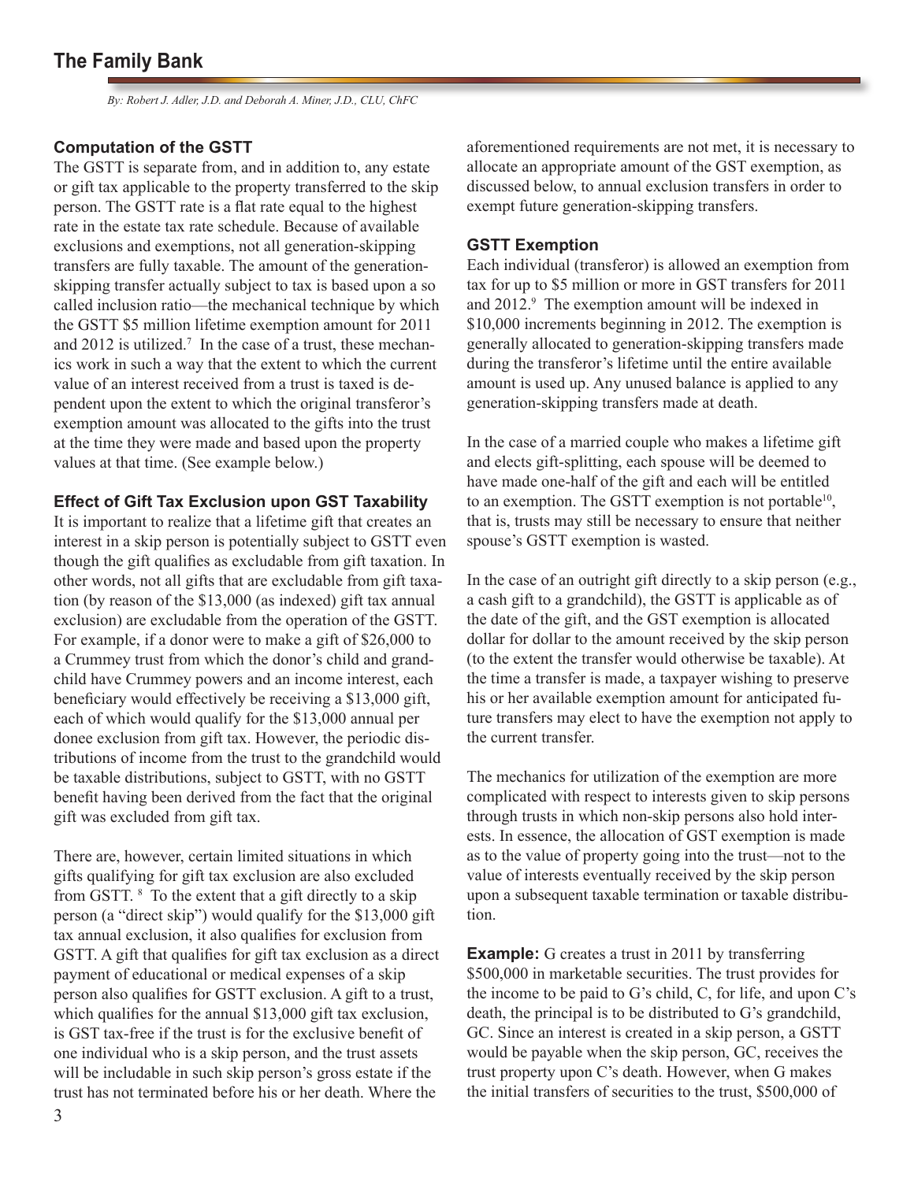### Computation of the GSTT

The GSTT is separate from, and in addition to, any estate or gift tax applicable to the property transferred to the skip person. The GSTT rate is a flat rate equal to the highest rate in the estate tax rate schedule. Because of available exclusions and exemptions, not all generation-skipping transfers are fully taxable. The amount of the generation-skipping transfer actually subject to tax is based upon a so called inclusion ratio—the mechanical technique by which the GSTT $5 million lifetime exemption amount for 2011 and 2012 is utilized.[7] In the case of a trust, these mechanics work in such a way that the extent to which the current value of an interest received from a trust is taxed is dependent upon the extent to which the original transferor's exemption amount was allocated to the gifts into the trust at the time they were made and based upon the property values at that time. (See example below.)

### Effect of Gift Tax Exclusion upon GST Taxability

It is important to realize that a lifetime gift that creates an interest in a skip person is potentially subject to GSTT even though the gift qualifies as excludable from gift taxation. In other words, not all gifts that are excludable from gift taxation (by reason of the $13,000 (as indexed) gift tax annual exclusion) are excludable from the operation of the GSTT. For example, if a donor were to make a gift of $26,000 to a Crummey trust from which the donor's child and grandchild have Crummey powers and an income interest, each beneficiary would effectively be receiving a $13,000 gift, each of which would qualify for the $13,000 annual per donee exclusion from gift tax. However, the periodic distributions of income from the trust to the grandchild would be taxable distributions, subject to GSTT, with no GSTT benefit having been derived from the fact that the original gift was excluded from gift tax.

There are, however, certain limited situations in which gifts qualifying for gift tax exclusion are also excluded from GSTT.[8] To the extent that a gift directly to a skip person (a "direct skip") would qualify for the $13,000 gift tax annual exclusion, it also qualifies for exclusion from GSTT. A gift that qualifies for gift tax exclusion as a direct payment of educational or medical expenses of a skip person also qualifies for GSTT exclusion. A gift to a trust, which qualifies for the annual $13,000 gift tax exclusion, is GST tax-free if the trust is for the exclusive benefit of one individual who is a skip person, and the trust assets will be includable in such skip person's gross estate if the trust has not terminated before his or her death. Where the aforementioned requirements are not met, it is necessary to allocate an appropriate amount of the GST exemption, as discussed below, to annual exclusion transfers in order to exempt future generation-skipping transfers.

### GSTT Exemption

Each individual (transferor) is allowed an exemption from tax for up to $5 million or more in GST transfers for 2011 and 2012.[9] The exemption amount will be indexed in $10,000 increments beginning in 2012. The exemption is generally allocated to generation-skipping transfers made during the transferor's lifetime until the entire available amount is used up. Any unused balance is applied to any generation-skipping transfers made at death.

In the case of a married couple who makes a lifetime gift and elects gift-splitting, each spouse will be deemed to have made one-half of the gift and each will be entitled to an exemption. The GSTT exemption is not portable[10], that is, trusts may still be necessary to ensure that neither spouse's GSTT exemption is wasted.

In the case of an outright gift directly to a skip person (e.g., a cash gift to a grandchild), the GSTT is applicable as of the date of the gift, and the GST exemption is allocated dollar for dollar to the amount received by the skip person (to the extent the transfer would otherwise be taxable). At the time a transfer is made, a taxpayer wishing to preserve his or her available exemption amount for anticipated future transfers may elect to have the exemption not apply to the current transfer.

The mechanics for utilization of the exemption are more complicated with respect to interests given to skip persons through trusts in which non-skip persons also hold interests. In essence, the allocation of GST exemption is made as to the value of property going into the trust—not to the value of interests eventually received by the skip person upon a subsequent taxable termination or taxable distribution.

**Example:** G creates a trust in 2011 by transferring $500,000 in marketable securities. The trust provides for the income to be paid to G's child, C, for life, and upon C's death, the principal is to be distributed to G's grandchild, GC. Since an interest is created in a skip person, a GSTT would be payable when the skip person, GC, receives the trust property upon C's death. However, when G makes the initial transfers of securities to the trust, $500,000 of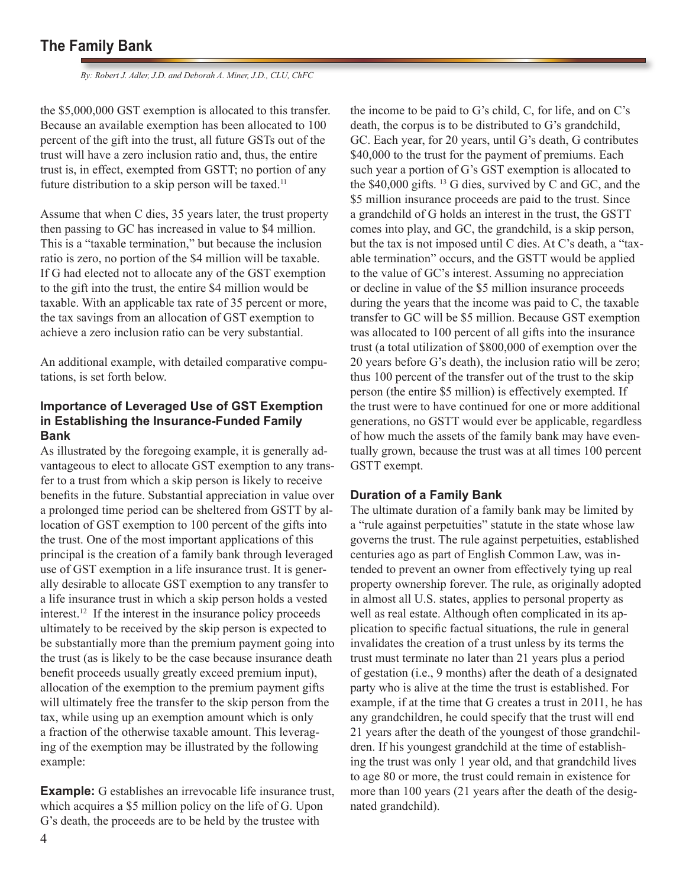the $5,000,000 GST exemption is allocated to this transfer. Because an available exemption has been allocated to 100 percent of the gift into the trust, all future GSTs out of the trust will have a zero inclusion ratio and, thus, the entire trust is, in effect, exempted from GSTT; no portion of any future distribution to a skip person will be taxed.[11]

Assume that when C dies, 35 years later, the trust property then passing to GC has increased in value to $4 million. This is a "taxable termination," but because the inclusion ratio is zero, no portion of the $4 million will be taxable. If G had elected not to allocate any of the GST exemption to the gift into the trust, the entire $4 million would be taxable. With an applicable tax rate of 35 percent or more, the tax savings from an allocation of GST exemption to achieve a zero inclusion ratio can be very substantial.

An additional example, with detailed comparative computations, is set forth below.

### Importance of Leveraged Use of GST Exemption in Establishing the Insurance-Funded Family Bank

As illustrated by the foregoing example, it is generally advantageous to elect to allocate GST exemption to any transfer to a trust from which a skip person is likely to receive benefits in the future. Substantial appreciation in value over a prolonged time period can be sheltered from GSTT by allocation of GST exemption to 100 percent of the gifts into the trust. One of the most important applications of this principal is the creation of a family bank through leveraged use of GST exemption in a life insurance trust. It is generally desirable to allocate GST exemption to any transfer to a life insurance trust in which a skip person holds a vested interest.[12] If the interest in the insurance policy proceeds ultimately to be received by the skip person is expected to be substantially more than the premium payment going into the trust (as is likely to be the case because insurance death benefit proceeds usually greatly exceed premium input), allocation of the exemption to the premium payment gifts will ultimately free the transfer to the skip person from the tax, while using up an exemption amount which is only a fraction of the otherwise taxable amount. This leveraging of the exemption may be illustrated by the following example:

**Example:** G establishes an irrevocable life insurance trust, which acquires a $5 million policy on the life of G. Upon G's death, the proceeds are to be held by the trustee with the income to be paid to G's child, C, for life, and on C's death, the corpus is to be distributed to G's grandchild, GC. Each year, for 20 years, until G's death, G contributes $40,000 to the trust for the payment of premiums. Each such year a portion of G's GST exemption is allocated to the $40,000 gifts.[13] G dies, survived by C and GC, and the $5 million insurance proceeds are paid to the trust. Since a grandchild of G holds an interest in the trust, the GSTT comes into play, and GC, the grandchild, is a skip person, but the tax is not imposed until C dies. At C's death, a "taxable termination" occurs, and the GSTT would be applied to the value of GC's interest. Assuming no appreciation or decline in value of the $5 million insurance proceeds during the years that the income was paid to C, the taxable transfer to GC will be $5 million. Because GST exemption was allocated to 100 percent of all gifts into the insurance trust (a total utilization of $800,000 of exemption over the 20 years before G's death), the inclusion ratio will be zero; thus 100 percent of the transfer out of the trust to the skip person (the entire $5 million) is effectively exempted. If the trust were to have continued for one or more additional generations, no GSTT would ever be applicable, regardless of how much the assets of the family bank may have eventually grown, because the trust was at all times 100 percent GSTT exempt.

### Duration of a Family Bank

The ultimate duration of a family bank may be limited by a "rule against perpetuities" statute in the state whose law governs the trust. The rule against perpetuities, established centuries ago as part of English Common Law, was intended to prevent an owner from effectively tying up real property ownership forever. The rule, as originally adopted in almost all U.S. states, applies to personal property as well as real estate. Although often complicated in its application to specific factual situations, the rule in general invalidates the creation of a trust unless by its terms the trust must terminate no later than 21 years plus a period of gestation (i.e., 9 months) after the death of a designated party who is alive at the time the trust is established. For example, if at the time that G creates a trust in 2011, he has any grandchildren, he could specify that the trust will end 21 years after the death of the youngest of those grandchildren. If his youngest grandchild at the time of establishing the trust was only 1 year old, and that grandchild lives to age 80 or more, the trust could remain in existence for more than 100 years (21 years after the death of the designated grandchild).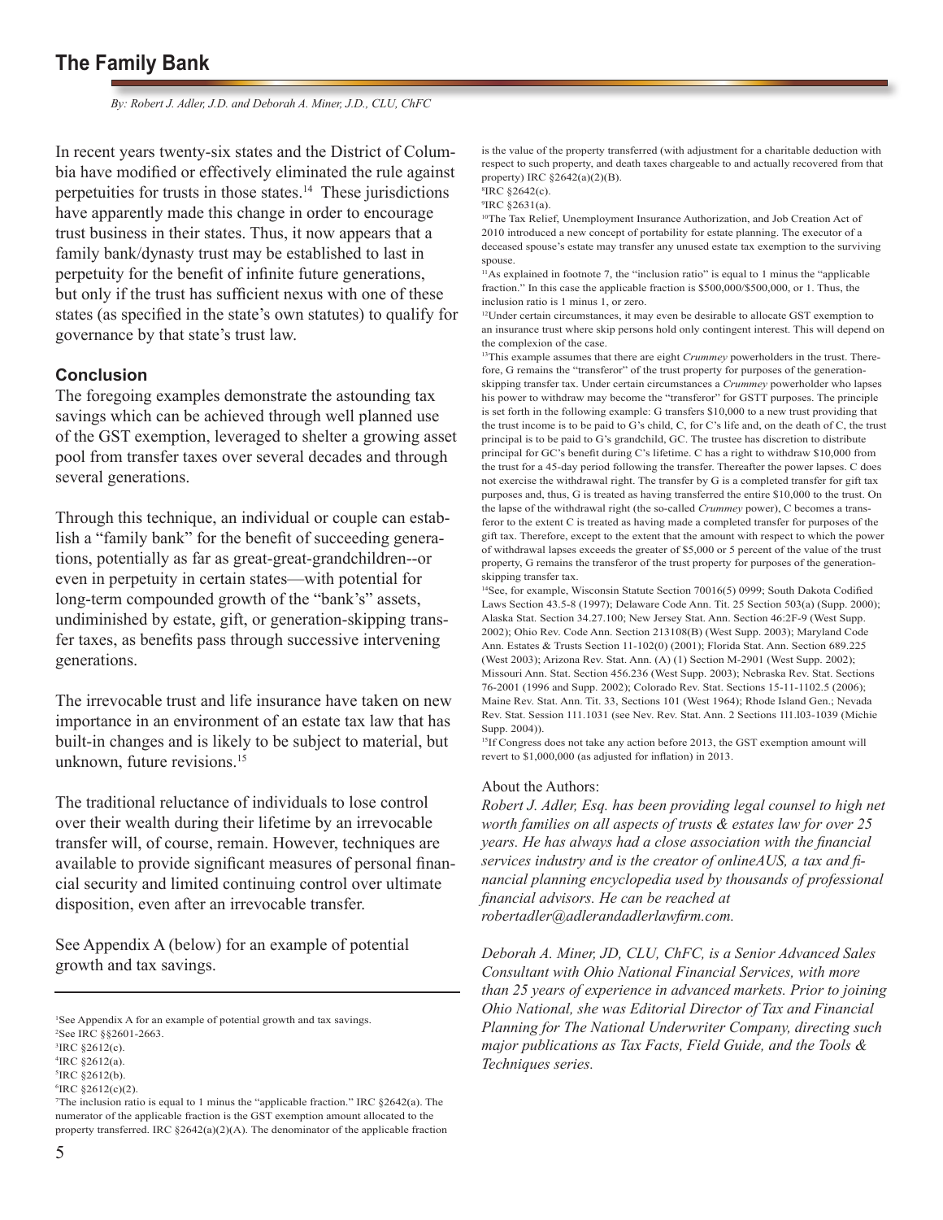In recent years twenty-six states and the District of Columbia have modified or effectively eliminated the rule against perpetuities for trusts in those states.[14] These jurisdictions have apparently made this change in order to encourage trust business in their states. Thus, it now appears that a family bank/dynasty trust may be established to last in perpetuity for the benefit of infinite future generations, but only if the trust has sufficient nexus with one of these states (as specified in the state's own statutes) to qualify for governance by that state's trust law.

### Conclusion

The foregoing examples demonstrate the astounding tax savings which can be achieved through well planned use of the GST exemption, leveraged to shelter a growing asset pool from transfer taxes over several decades and through several generations.

Through this technique, an individual or couple can establish a "family bank" for the benefit of succeeding generations, potentially as far as great-great-grandchildren--or even in perpetuity in certain states—with potential for long-term compounded growth of the "bank's" assets, undiminished by estate, gift, or generation-skipping transfer taxes, as benefits pass through successive intervening generations.

The irrevocable trust and life insurance have taken on new importance in an environment of an estate tax law that has built-in changes and is likely to be subject to material, but unknown, future revisions.[15]

The traditional reluctance of individuals to lose control over their wealth during their lifetime by an irrevocable transfer will, of course, remain. However, techniques are available to provide significant measures of personal financial security and limited continuing control over ultimate disposition, even after an irrevocable transfer.

See Appendix A (below) for an example of potential growth and tax savings.

---

[1] See Appendix A for an example of potential growth and tax savings.

[2] See IRC §§2601-2663.

[3] IRC §2612(c).

[4] IRC §2612(a).

[5] IRC §2612(b).

[6] IRC §2612(c)(2).

[7] The inclusion ratio is equal to 1 minus the "applicable fraction." IRC §2642(a). The numerator of the applicable fraction is the GST exemption amount allocated to the property transferred. IRC §2642(a)(2)(A). The denominator of the applicable fraction is the value of the property transferred (with adjustment for a charitable deduction with respect to such property, and death taxes chargeable to and actually recovered from that property) IRC §2642(a)(2)(B).

[8] IRC §2642(c).

[9] IRC §2631(a).

[10] The Tax Relief, Unemployment Insurance Authorization, and Job Creation Act of 2010 introduced a new concept of portability for estate planning. The executor of a deceased spouse's estate may transfer any unused estate tax exemption to the surviving spouse.

[11] As explained in footnote 7, the "inclusion ratio" is equal to 1 minus the "applicable fraction." In this case the applicable fraction is $500,000/$500,000, or 1. Thus, the inclusion ratio is 1 minus 1, or zero.

[12] Under certain circumstances, it may even be desirable to allocate GST exemption to an insurance trust where skip persons hold only contingent interest. This will depend on the complexion of the case.

[13] This example assumes that there are eight *Crummey* powerholders in the trust. Therefore, G remains the "transferor" of the trust property for purposes of the generation-skipping transfer tax. Under certain circumstances a *Crummey* powerholder who lapses his power to withdraw may become the "transferor" for GSTT purposes. The principle is set forth in the following example: G transfers $10,000 to a new trust providing that the trust income is to be paid to G's child, C, for C's life and, on the death of C, the trust principal is to be paid to G's grandchild, GC. The trustee has discretion to distribute principal for GC's benefit during C's lifetime. C has a right to withdraw $10,000 from the trust for a 45-day period following the transfer. Thereafter the power lapses. C does not exercise the withdrawal right. The transfer by G is a completed transfer for gift tax purposes and, thus, G is treated as having transferred the entire $10,000 to the trust. On the lapse of the withdrawal right (the so-called *Crummey* power), C becomes a transferor to the extent C is treated as having made a completed transfer for purposes of the gift tax. Therefore, except to the extent that the amount with respect to which the power of withdrawal lapses exceeds the greater of $5,000 or 5 percent of the value of the trust property, G remains the transferor of the trust property for purposes of the generation-skipping transfer tax.

[14] See, for example, Wisconsin Statute Section 70016(5) 0999; South Dakota Codified Laws Section 43.5-8 (1997); Delaware Code Ann. Tit. 25 Section 503(a) (Supp. 2000); Alaska Stat. Section 34.27.100; New Jersey Stat. Ann. Section 46:2F-9 (West Supp. 2002); Ohio Rev. Code Ann. Section 213108(B) (West Supp. 2003); Maryland Code Ann. Estates & Trusts Section 11-102(0) (2001); Florida Stat. Ann. Section 689.225 (West 2003); Arizona Rev. Stat. Ann. (A) (1) Section M-2901 (West Supp. 2002); Missouri Ann. Stat. Section 456.236 (West Supp. 2003); Nebraska Rev. Stat. Sections 76-2001 (1996 and Supp. 2002); Colorado Rev. Stat. Sections 15-11-1102.5 (2006); Maine Rev. Stat. Ann. Tit. 33, Sections 101 (West 1964); Rhode Island Gen.; Nevada Rev. Stat. Session 111.1031 (see Nev. Rev. Stat. Ann. 2 Sections 111.l03-1039 (Michie Supp. 2004)).

[15] If Congress does not take any action before 2013, the GST exemption amount will revert to $1,000,000 (as adjusted for inflation) in 2013.

About the Authors:

*Robert J. Adler, Esq. has been providing legal counsel to high net worth families on all aspects of trusts & estates law for over 25 years. He has always had a close association with the financial services industry and is the creator of onlineAUS, a tax and financial planning encyclopedia used by thousands of professional financial advisors. He can be reached at robertadler@adlerandadlerlawfirm.com.*

*Deborah A. Miner, JD, CLU, ChFC, is a Senior Advanced Sales Consultant with Ohio National Financial Services, with more than 25 years of experience in advanced markets. Prior to joining Ohio National, she was Editorial Director of Tax and Financial Planning for The National Underwriter Company, directing such major publications as Tax Facts, Field Guide, and the Tools & Techniques series.*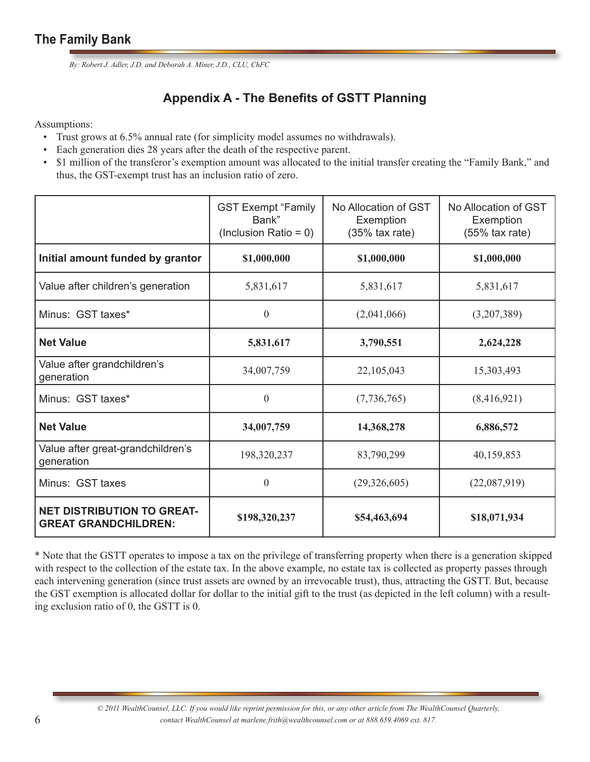## Appendix A - The Benefits of GSTT Planning

Assumptions:

- Trust grows at 6.5% annual rate (for simplicity model assumes no withdrawals).
- Each generation dies 28 years after the death of the respective parent.
- $1 million of the transferor's exemption amount was allocated to the initial transfer creating the "Family Bank," and thus, the GST-exempt trust has an inclusion ratio of zero.

| | GST Exempt "Family Bank" (Inclusion Ratio = 0) | No Allocation of GST Exemption (35% tax rate) | No Allocation of GST Exemption (55% tax rate) |
|---|---|---|---|
| **Initial amount funded by grantor** | **$1,000,000** | **$1,000,000** | **$1,000,000** |
| Value after children's generation | 5,831,617 | 5,831,617 | 5,831,617 |
| Minus: GST taxes* | 0 | (2,041,066) | (3,207,389) |
| **Net Value** | **5,831,617** | **3,790,551** | **2,624,228** |
| Value after grandchildren's generation | 34,007,759 | 22,105,043 | 15,303,493 |
| Minus: GST taxes* | 0 | (7,736,765) | (8,416,921) |
| **Net Value** | **34,007,759** | **14,368,278** | **6,886,572** |
| Value after great-grandchildren's generation | 198,320,237 | 83,790,299 | 40,159,853 |
| Minus: GST taxes | 0 | (29,326,605) | (22,087,919) |
| **NET DISTRIBUTION TO GREAT-GREAT GRANDCHILDREN:** | **$198,320,237** | **$54,463,694** | **$18,071,934** |

* Note that the GSTT operates to impose a tax on the privilege of transferring property when there is a generation skipped with respect to the collection of the estate tax. In the above example, no estate tax is collected as property passes through each intervening generation (since trust assets are owned by an irrevocable trust), thus, attracting the GSTT. But, because the GST exemption is allocated dollar for dollar to the initial gift to the trust (as depicted in the left column) with a resulting exclusion ratio of 0, the GSTT is 0.